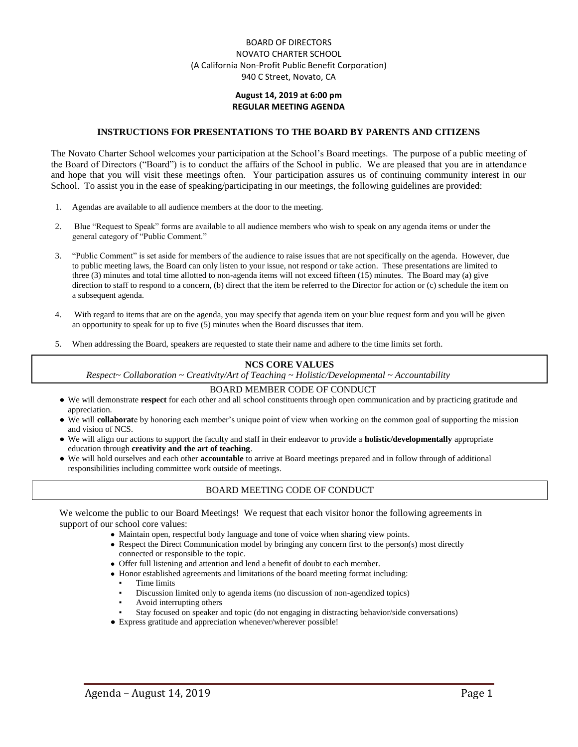BOARD OF DIRECTORS
NOVATO CHARTER SCHOOL
(A California Non-Profit Public Benefit Corporation)
940 C Street, Novato, CA

**August 14, 2019 at 6:00 pm**
**REGULAR MEETING AGENDA**

### INSTRUCTIONS FOR PRESENTATIONS TO THE BOARD BY PARENTS AND CITIZENS

The Novato Charter School welcomes your participation at the School's Board meetings. The purpose of a public meeting of the Board of Directors ("Board") is to conduct the affairs of the School in public. We are pleased that you are in attendance and hope that you will visit these meetings often. Your participation assures us of continuing community interest in our School. To assist you in the ease of speaking/participating in our meetings, the following guidelines are provided:

1. Agendas are available to all audience members at the door to the meeting.
2. Blue "Request to Speak" forms are available to all audience members who wish to speak on any agenda items or under the general category of "Public Comment."
3. "Public Comment" is set aside for members of the audience to raise issues that are not specifically on the agenda. However, due to public meeting laws, the Board can only listen to your issue, not respond or take action. These presentations are limited to three (3) minutes and total time allotted to non-agenda items will not exceed fifteen (15) minutes. The Board may (a) give direction to staff to respond to a concern, (b) direct that the item be referred to the Director for action or (c) schedule the item on a subsequent agenda.
4. With regard to items that are on the agenda, you may specify that agenda item on your blue request form and you will be given an opportunity to speak for up to five (5) minutes when the Board discusses that item.
5. When addressing the Board, speakers are requested to state their name and adhere to the time limits set forth.

### NCS CORE VALUES

*Respect~ Collaboration ~ Creativity/Art of Teaching ~ Holistic/Developmental ~ Accountability*

### BOARD MEMBER CODE OF CONDUCT

- We will demonstrate **respect** for each other and all school constituents through open communication and by practicing gratitude and appreciation.
- We will **collaborat**e by honoring each member's unique point of view when working on the common goal of supporting the mission and vision of NCS.
- We will align our actions to support the faculty and staff in their endeavor to provide a **holistic/developmentally** appropriate education through **creativity and the art of teaching**.
- We will hold ourselves and each other **accountable** to arrive at Board meetings prepared and in follow through of additional responsibilities including committee work outside of meetings.

### BOARD MEETING CODE OF CONDUCT

We welcome the public to our Board Meetings! We request that each visitor honor the following agreements in support of our school core values:

- Maintain open, respectful body language and tone of voice when sharing view points.
- Respect the Direct Communication model by bringing any concern first to the person(s) most directly connected or responsible to the topic.
- Offer full listening and attention and lend a benefit of doubt to each member.
- Honor established agreements and limitations of the board meeting format including:
  - Time limits
  - Discussion limited only to agenda items (no discussion of non-agendized topics)
  - Avoid interrupting others
  - Stay focused on speaker and topic (do not engaging in distracting behavior/side conversations)
- Express gratitude and appreciation whenever/wherever possible!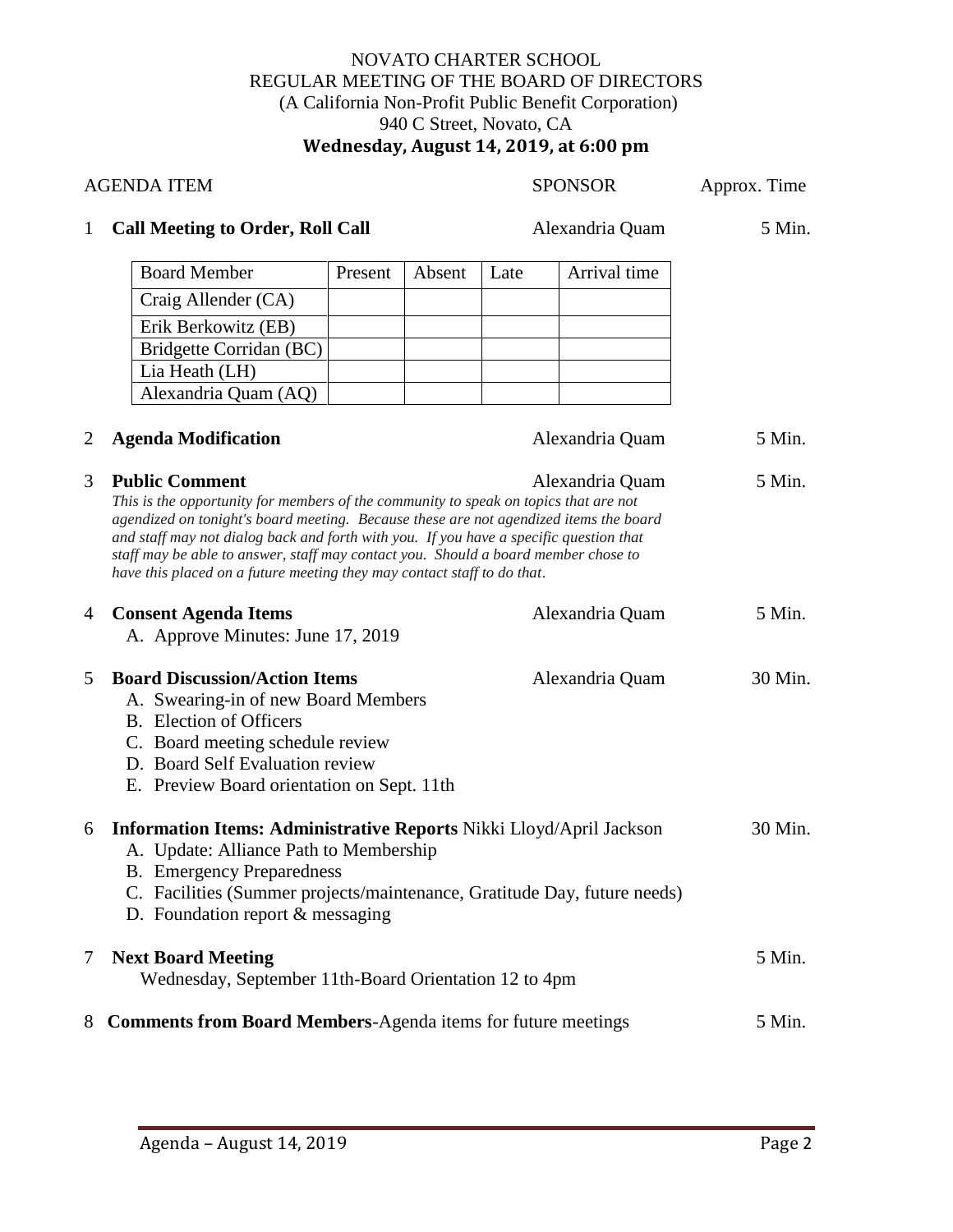NOVATO CHARTER SCHOOL
REGULAR MEETING OF THE BOARD OF DIRECTORS
(A California Non-Profit Public Benefit Corporation)
940 C Street, Novato, CA
**Wednesday, August 14, 2019, at 6:00 pm**

| | AGENDA ITEM | SPONSOR | Approx. Time |
|---|---|---|---|
| 1 | **Call Meeting to Order, Roll Call** | Alexandria Quam | 5 Min. |

| Board Member | Present | Absent | Late | Arrival time |
|---|---|---|---|---|
| Craig Allender (CA) | | | | |
| Erik Berkowitz (EB) | | | | |
| Bridgette Corridan (BC) | | | | |
| Lia Heath (LH) | | | | |
| Alexandria Quam (AQ) | | | | |

2 **Agenda Modification** — Alexandria Quam — 5 Min.

3 **Public Comment** — Alexandria Quam — 5 Min.

*This is the opportunity for members of the community to speak on topics that are not agendized on tonight's board meeting. Because these are not agendized items the board and staff may not dialog back and forth with you. If you have a specific question that staff may be able to answer, staff may contact you. Should a board member chose to have this placed on a future meeting they may contact staff to do that.*

4 **Consent Agenda Items** — Alexandria Quam — 5 Min.

A. Approve Minutes: June 17, 2019

5 **Board Discussion/Action Items** — Alexandria Quam — 30 Min.

A. Swearing-in of new Board Members
B. Election of Officers
C. Board meeting schedule review
D. Board Self Evaluation review
E. Preview Board orientation on Sept. 11th

6 **Information Items: Administrative Reports** Nikki Lloyd/April Jackson — 30 Min.

A. Update: Alliance Path to Membership
B. Emergency Preparedness
C. Facilities (Summer projects/maintenance, Gratitude Day, future needs)
D. Foundation report & messaging

7 **Next Board Meeting** — 5 Min.

Wednesday, September 11th-Board Orientation 12 to 4pm

8 **Comments from Board Members**-Agenda items for future meetings — 5 Min.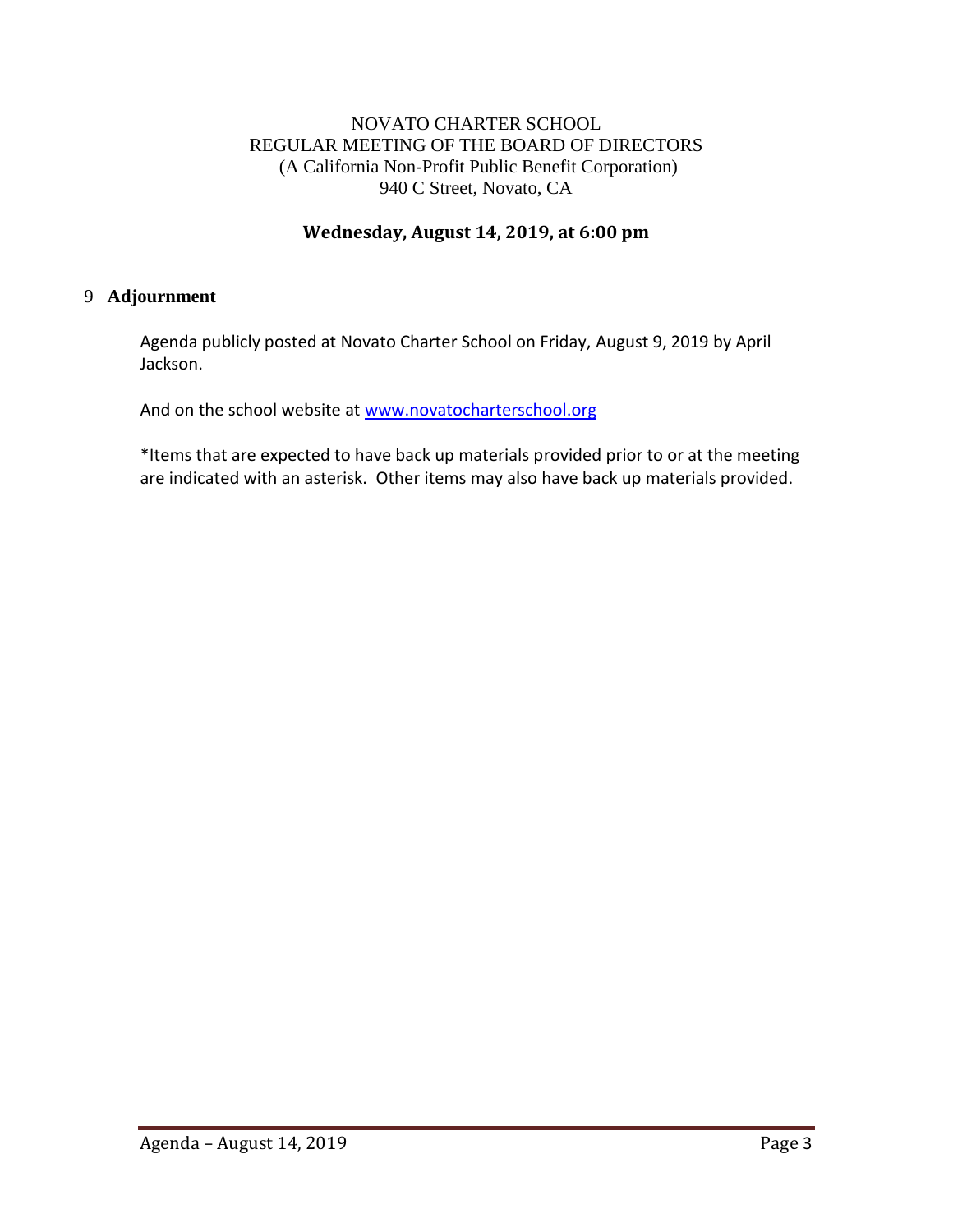NOVATO CHARTER SCHOOL
REGULAR MEETING OF THE BOARD OF DIRECTORS
(A California Non-Profit Public Benefit Corporation)
940 C Street, Novato, CA

**Wednesday, August 14, 2019, at 6:00 pm**

9 **Adjournment**

Agenda publicly posted at Novato Charter School on Friday, August 9, 2019 by April Jackson.

And on the school website at www.novatocharterschool.org

*Items that are expected to have back up materials provided prior to or at the meeting are indicated with an asterisk. Other items may also have back up materials provided.